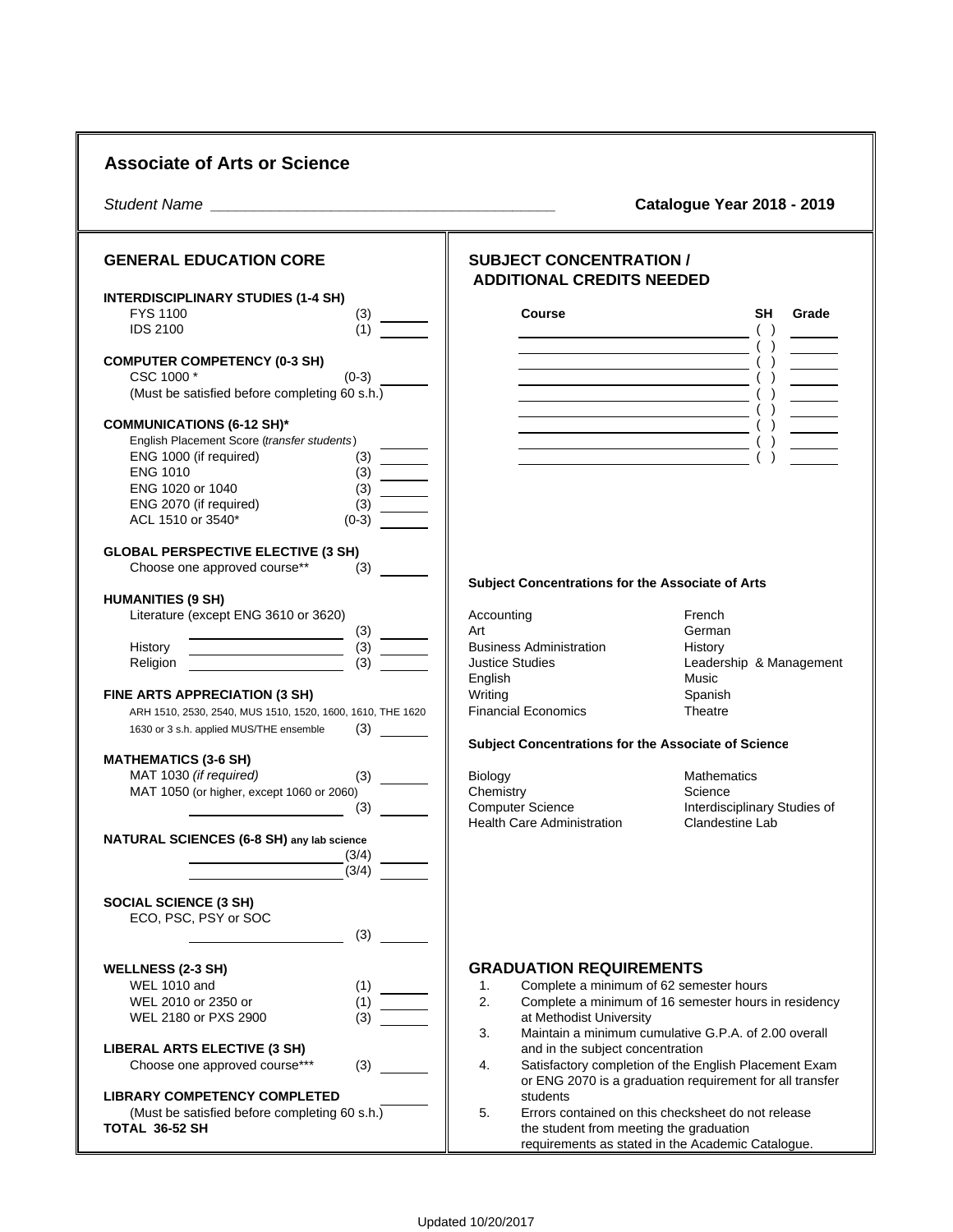# Associate of Arts or Science

*Student Name* ________________________________________ **Catalogue Year 2018 - 2019**

## GENERAL EDUCATION CORE

**INTERDISCIPLINARY STUDIES (1-4 SH)**

| Course | SH | Grade |
|---|---|---|
| FYS 1100 | (3) | ______ |
| IDS 2100 | (1) | ______ |

**COMPUTER COMPETENCY (0-3 SH)**

| Course | SH | Grade |
|---|---|---|
| CSC 1000 * | (0-3) | ______ |

(Must be satisfied before completing 60 s.h.)

**COMMUNICATIONS (6-12 SH)***

English Placement Score (*transfer students*)

| Course | SH | Grade |
|---|---|---|
| ENG 1000 (if required) | (3) | ______ |
| ENG 1010 | (3) | ______ |
| ENG 1020 or 1040 | (3) | ______ |
| ENG 2070 (if required) | (3) | ______ |
| ACL 1510 or 3540* | (0-3) | ______ |

**GLOBAL PERSPECTIVE ELECTIVE (3 SH)**

| Course | SH | Grade |
|---|---|---|
| Choose one approved course** | (3) | ______ |

**HUMANITIES (9 SH)**

| Course | SH | Grade |
|---|---|---|
| Literature (except ENG 3610 or 3620) ______ | (3) | ______ |
| History ______ | (3) | ______ |
| Religion ______ | (3) | ______ |

**FINE ARTS APPRECIATION (3 SH)**

| Course | SH | Grade |
|---|---|---|
| ARH 1510, 2530, 2540, MUS 1510, 1520, 1600, 1610, THE 1620 1630 or 3 s.h. applied MUS/THE ensemble | (3) | ______ |

**MATHEMATICS (3-6 SH)**

| Course | SH | Grade |
|---|---|---|
| MAT 1030 *(if required)* | (3) | ______ |
| MAT 1050 (or higher, except 1060 or 2060) ______ | (3) | ______ |

**NATURAL SCIENCES (6-8 SH)** any lab science

| Course | SH | Grade |
|---|---|---|
| ______ | (3/4) | ______ |
| ______ | (3/4) | ______ |

**SOCIAL SCIENCE (3 SH)**

ECO, PSC, PSY or SOC

| Course | SH | Grade |
|---|---|---|
| ______ | (3) | ______ |

**WELLNESS (2-3 SH)**

| Course | SH | Grade |
|---|---|---|
| WEL 1010 and | (1) | ______ |
| WEL 2010 or 2350 or | (1) | ______ |
| WEL 2180 or PXS 2900 | (3) | ______ |

**LIBERAL ARTS ELECTIVE (3 SH)**

| Course | SH | Grade |
|---|---|---|
| Choose one approved course*** | (3) | ______ |

**LIBRARY COMPETENCY COMPLETED** ______

(Must be satisfied before completing 60 s.h.)

**TOTAL 36-52 SH**

## SUBJECT CONCENTRATION / ADDITIONAL CREDITS NEEDED

| Course | SH | Grade |
|---|---|---|
| | ( ) | |
| | ( ) | |
| | ( ) | |
| | ( ) | |
| | ( ) | |
| | ( ) | |
| | ( ) | |
| | ( ) | |
| | ( ) | |

**Subject Concentrations for the Associate of Arts**

| | |
|---|---|
| Accounting | French |
| Art | German |
| Business Administration | History |
| Justice Studies | Leadership & Management |
| English | Music |
| Writing | Spanish |
| Financial Economics | Theatre |

**Subject Concentrations for the Associate of Science**

| | |
|---|---|
| Biology | Mathematics |
| Chemistry | Science |
| Computer Science | Interdisciplinary Studies of Clandestine Lab |
| Health Care Administration | |

## GRADUATION REQUIREMENTS

1. Complete a minimum of 62 semester hours
2. Complete a minimum of 16 semester hours in residency at Methodist University
3. Maintain a minimum cumulative G.P.A. of 2.00 overall and in the subject concentration
4. Satisfactory completion of the English Placement Exam or ENG 2070 is a graduation requirement for all transfer students
5. Errors contained on this checksheet do not release the student from meeting the graduation requirements as stated in the Academic Catalogue.

Updated 10/20/2017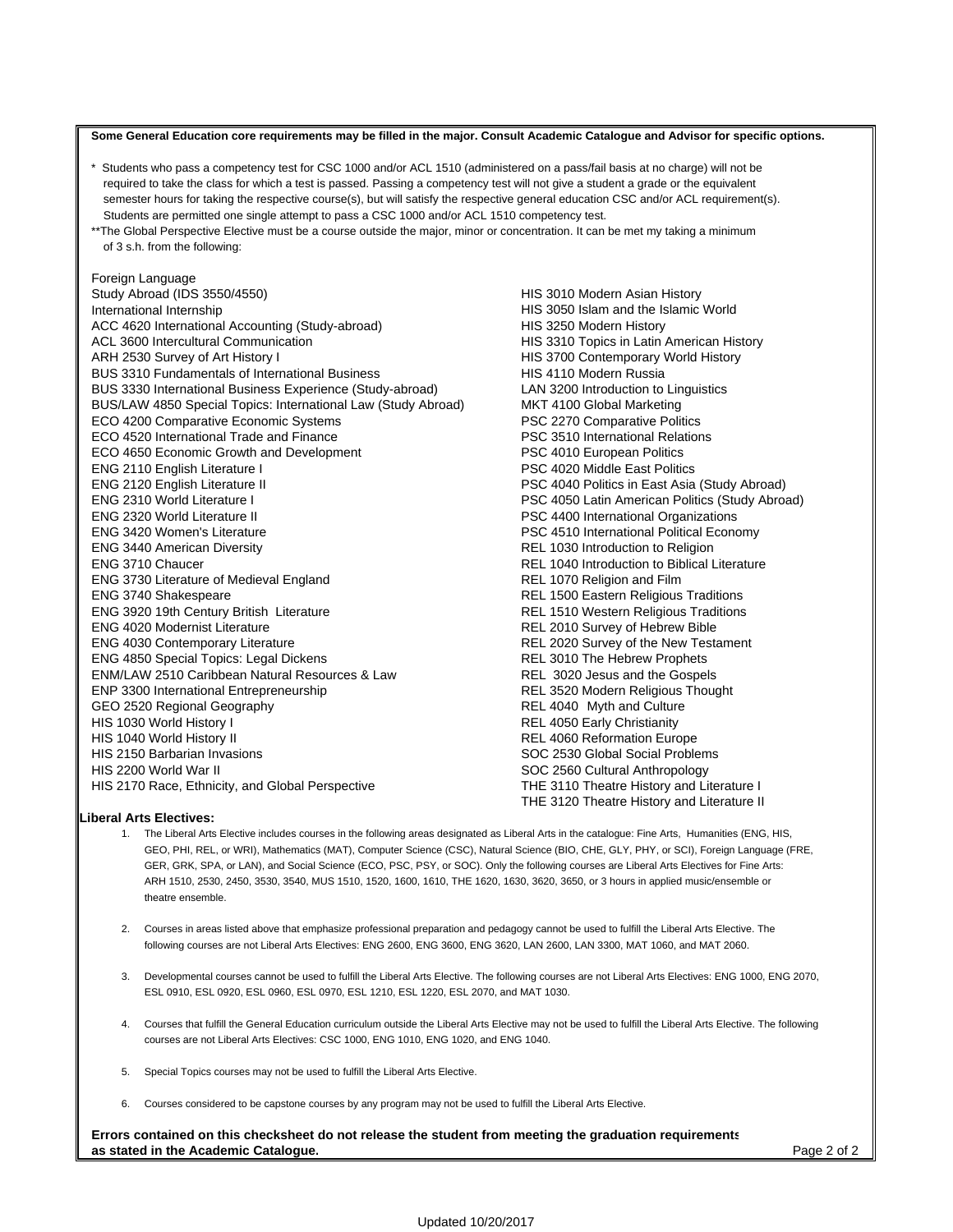**Some General Education core requirements may be filled in the major. Consult Academic Catalogue and Advisor for specific options.**

* Students who pass a competency test for CSC 1000 and/or ACL 1510 (administered on a pass/fail basis at no charge) will not be required to take the class for which a test is passed. Passing a competency test will not give a student a grade or the equivalent semester hours for taking the respective course(s), but will satisfy the respective general education CSC and/or ACL requirement(s). Students are permitted one single attempt to pass a CSC 1000 and/or ACL 1510 competency test.

**The Global Perspective Elective must be a course outside the major, minor or concentration. It can be met my taking a minimum of 3 s.h. from the following:

- Foreign Language
- Study Abroad (IDS 3550/4550)
- International Internship
- ACC 4620 International Accounting (Study-abroad)
- ACL 3600 Intercultural Communication
- ARH 2530 Survey of Art History I
- BUS 3310 Fundamentals of International Business
- BUS 3330 International Business Experience (Study-abroad)
- BUS/LAW 4850 Special Topics: International Law (Study Abroad)
- ECO 4200 Comparative Economic Systems
- ECO 4520 International Trade and Finance
- ECO 4650 Economic Growth and Development
- ENG 2110 English Literature I
- ENG 2120 English Literature II
- ENG 2310 World Literature I
- ENG 2320 World Literature II
- ENG 3420 Women's Literature
- ENG 3440 American Diversity
- ENG 3710 Chaucer
- ENG 3730 Literature of Medieval England
- ENG 3740 Shakespeare
- ENG 3920 19th Century British Literature
- ENG 4020 Modernist Literature
- ENG 4030 Contemporary Literature
- ENG 4850 Special Topics: Legal Dickens
- ENM/LAW 2510 Caribbean Natural Resources & Law
- ENP 3300 International Entrepreneurship
- GEO 2520 Regional Geography
- HIS 1030 World History I
- HIS 1040 World History II
- HIS 2150 Barbarian Invasions
- HIS 2200 World War II
- HIS 2170 Race, Ethnicity, and Global Perspective
- HIS 3010 Modern Asian History
- HIS 3050 Islam and the Islamic World
- HIS 3250 Modern History
- HIS 3310 Topics in Latin American History
- HIS 3700 Contemporary World History
- HIS 4110 Modern Russia
- LAN 3200 Introduction to Linguistics
- MKT 4100 Global Marketing
- PSC 2270 Comparative Politics
- PSC 3510 International Relations
- PSC 4010 European Politics
- PSC 4020 Middle East Politics
- PSC 4040 Politics in East Asia (Study Abroad)
- PSC 4050 Latin American Politics (Study Abroad)
- PSC 4400 International Organizations
- PSC 4510 International Political Economy
- REL 1030 Introduction to Religion
- REL 1040 Introduction to Biblical Literature
- REL 1070 Religion and Film
- REL 1500 Eastern Religious Traditions
- REL 1510 Western Religious Traditions
- REL 2010 Survey of Hebrew Bible
- REL 2020 Survey of the New Testament
- REL 3010 The Hebrew Prophets
- REL 3020 Jesus and the Gospels
- REL 3520 Modern Religious Thought
- REL 4040 Myth and Culture
- REL 4050 Early Christianity
- REL 4060 Reformation Europe
- SOC 2530 Global Social Problems
- SOC 2560 Cultural Anthropology
- THE 3110 Theatre History and Literature I
- THE 3120 Theatre History and Literature II

**Liberal Arts Electives:**

1. The Liberal Arts Elective includes courses in the following areas designated as Liberal Arts in the catalogue: Fine Arts, Humanities (ENG, HIS, GEO, PHI, REL, or WRI), Mathematics (MAT), Computer Science (CSC), Natural Science (BIO, CHE, GLY, PHY, or SCI), Foreign Language (FRE, GER, GRK, SPA, or LAN), and Social Science (ECO, PSC, PSY, or SOC). Only the following courses are Liberal Arts Electives for Fine Arts: ARH 1510, 2530, 2450, 3530, 3540, MUS 1510, 1520, 1600, 1610, THE 1620, 1630, 3620, 3650, or 3 hours in applied music/ensemble or theatre ensemble.

2. Courses in areas listed above that emphasize professional preparation and pedagogy cannot be used to fulfill the Liberal Arts Elective. The following courses are not Liberal Arts Electives: ENG 2600, ENG 3600, ENG 3620, LAN 2600, LAN 3300, MAT 1060, and MAT 2060.

3. Developmental courses cannot be used to fulfill the Liberal Arts Elective. The following courses are not Liberal Arts Electives: ENG 1000, ENG 2070, ESL 0910, ESL 0920, ESL 0960, ESL 0970, ESL 1210, ESL 1220, ESL 2070, and MAT 1030.

4. Courses that fulfill the General Education curriculum outside the Liberal Arts Elective may not be used to fulfill the Liberal Arts Elective. The following courses are not Liberal Arts Electives: CSC 1000, ENG 1010, ENG 1020, and ENG 1040.

5. Special Topics courses may not be used to fulfill the Liberal Arts Elective.

6. Courses considered to be capstone courses by any program may not be used to fulfill the Liberal Arts Elective.

**Errors contained on this checksheet do not release the student from meeting the graduation requirements as stated in the Academic Catalogue.**

Updated 10/20/2017